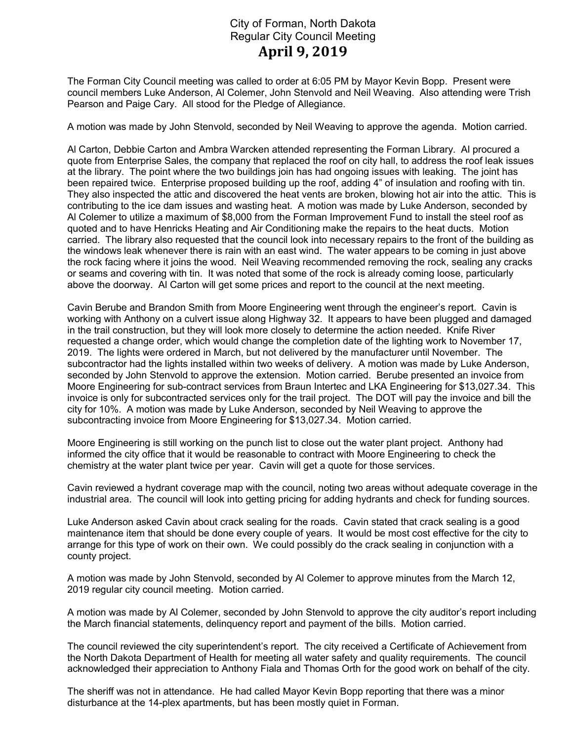# City of Forman, North Dakota
## Regular City Council Meeting
## April 9, 2019

The Forman City Council meeting was called to order at 6:05 PM by Mayor Kevin Bopp. Present were council members Luke Anderson, Al Colemer, John Stenvold and Neil Weaving. Also attending were Trish Pearson and Paige Cary. All stood for the Pledge of Allegiance.

A motion was made by John Stenvold, seconded by Neil Weaving to approve the agenda. Motion carried.

Al Carton, Debbie Carton and Ambra Warcken attended representing the Forman Library. Al procured a quote from Enterprise Sales, the company that replaced the roof on city hall, to address the roof leak issues at the library. The point where the two buildings join has had ongoing issues with leaking. The joint has been repaired twice. Enterprise proposed building up the roof, adding 4" of insulation and roofing with tin. They also inspected the attic and discovered the heat vents are broken, blowing hot air into the attic. This is contributing to the ice dam issues and wasting heat. A motion was made by Luke Anderson, seconded by Al Colemer to utilize a maximum of $8,000 from the Forman Improvement Fund to install the steel roof as quoted and to have Henricks Heating and Air Conditioning make the repairs to the heat ducts. Motion carried. The library also requested that the council look into necessary repairs to the front of the building as the windows leak whenever there is rain with an east wind. The water appears to be coming in just above the rock facing where it joins the wood. Neil Weaving recommended removing the rock, sealing any cracks or seams and covering with tin. It was noted that some of the rock is already coming loose, particularly above the doorway. Al Carton will get some prices and report to the council at the next meeting.

Cavin Berube and Brandon Smith from Moore Engineering went through the engineer's report. Cavin is working with Anthony on a culvert issue along Highway 32. It appears to have been plugged and damaged in the trail construction, but they will look more closely to determine the action needed. Knife River requested a change order, which would change the completion date of the lighting work to November 17, 2019. The lights were ordered in March, but not delivered by the manufacturer until November. The subcontractor had the lights installed within two weeks of delivery. A motion was made by Luke Anderson, seconded by John Stenvold to approve the extension. Motion carried. Berube presented an invoice from Moore Engineering for sub-contract services from Braun Intertec and LKA Engineering for $13,027.34. This invoice is only for subcontracted services only for the trail project. The DOT will pay the invoice and bill the city for 10%. A motion was made by Luke Anderson, seconded by Neil Weaving to approve the subcontracting invoice from Moore Engineering for $13,027.34. Motion carried.

Moore Engineering is still working on the punch list to close out the water plant project. Anthony had informed the city office that it would be reasonable to contract with Moore Engineering to check the chemistry at the water plant twice per year. Cavin will get a quote for those services.

Cavin reviewed a hydrant coverage map with the council, noting two areas without adequate coverage in the industrial area. The council will look into getting pricing for adding hydrants and check for funding sources.

Luke Anderson asked Cavin about crack sealing for the roads. Cavin stated that crack sealing is a good maintenance item that should be done every couple of years. It would be most cost effective for the city to arrange for this type of work on their own. We could possibly do the crack sealing in conjunction with a county project.

A motion was made by John Stenvold, seconded by Al Colemer to approve minutes from the March 12, 2019 regular city council meeting. Motion carried.

A motion was made by Al Colemer, seconded by John Stenvold to approve the city auditor's report including the March financial statements, delinquency report and payment of the bills. Motion carried.

The council reviewed the city superintendent's report. The city received a Certificate of Achievement from the North Dakota Department of Health for meeting all water safety and quality requirements. The council acknowledged their appreciation to Anthony Fiala and Thomas Orth for the good work on behalf of the city.

The sheriff was not in attendance. He had called Mayor Kevin Bopp reporting that there was a minor disturbance at the 14-plex apartments, but has been mostly quiet in Forman.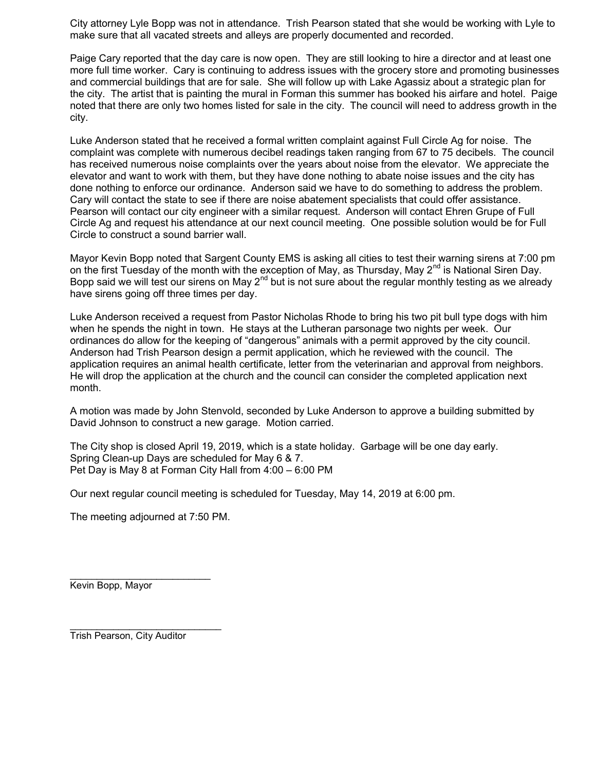City attorney Lyle Bopp was not in attendance. Trish Pearson stated that she would be working with Lyle to make sure that all vacated streets and alleys are properly documented and recorded.

Paige Cary reported that the day care is now open. They are still looking to hire a director and at least one more full time worker. Cary is continuing to address issues with the grocery store and promoting businesses and commercial buildings that are for sale. She will follow up with Lake Agassiz about a strategic plan for the city. The artist that is painting the mural in Forman this summer has booked his airfare and hotel. Paige noted that there are only two homes listed for sale in the city. The council will need to address growth in the city.

Luke Anderson stated that he received a formal written complaint against Full Circle Ag for noise. The complaint was complete with numerous decibel readings taken ranging from 67 to 75 decibels. The council has received numerous noise complaints over the years about noise from the elevator. We appreciate the elevator and want to work with them, but they have done nothing to abate noise issues and the city has done nothing to enforce our ordinance. Anderson said we have to do something to address the problem. Cary will contact the state to see if there are noise abatement specialists that could offer assistance. Pearson will contact our city engineer with a similar request. Anderson will contact Ehren Grupe of Full Circle Ag and request his attendance at our next council meeting. One possible solution would be for Full Circle to construct a sound barrier wall.

Mayor Kevin Bopp noted that Sargent County EMS is asking all cities to test their warning sirens at 7:00 pm on the first Tuesday of the month with the exception of May, as Thursday, May 2nd is National Siren Day. Bopp said we will test our sirens on May 2nd but is not sure about the regular monthly testing as we already have sirens going off three times per day.

Luke Anderson received a request from Pastor Nicholas Rhode to bring his two pit bull type dogs with him when he spends the night in town. He stays at the Lutheran parsonage two nights per week. Our ordinances do allow for the keeping of "dangerous" animals with a permit approved by the city council. Anderson had Trish Pearson design a permit application, which he reviewed with the council. The application requires an animal health certificate, letter from the veterinarian and approval from neighbors. He will drop the application at the church and the council can consider the completed application next month.

A motion was made by John Stenvold, seconded by Luke Anderson to approve a building submitted by David Johnson to construct a new garage. Motion carried.

The City shop is closed April 19, 2019, which is a state holiday. Garbage will be one day early.
Spring Clean-up Days are scheduled for May 6 & 7.
Pet Day is May 8 at Forman City Hall from 4:00 – 6:00 PM

Our next regular council meeting is scheduled for Tuesday, May 14, 2019 at 6:00 pm.

The meeting adjourned at 7:50 PM.

\_\_\_\_\_\_\_\_\_\_\_\_\_\_\_\_\_\_\_\_\_\_\_\_\_\_
Kevin Bopp, Mayor

\_\_\_\_\_\_\_\_\_\_\_\_\_\_\_\_\_\_\_\_\_\_\_\_\_\_\_\_
Trish Pearson, City Auditor